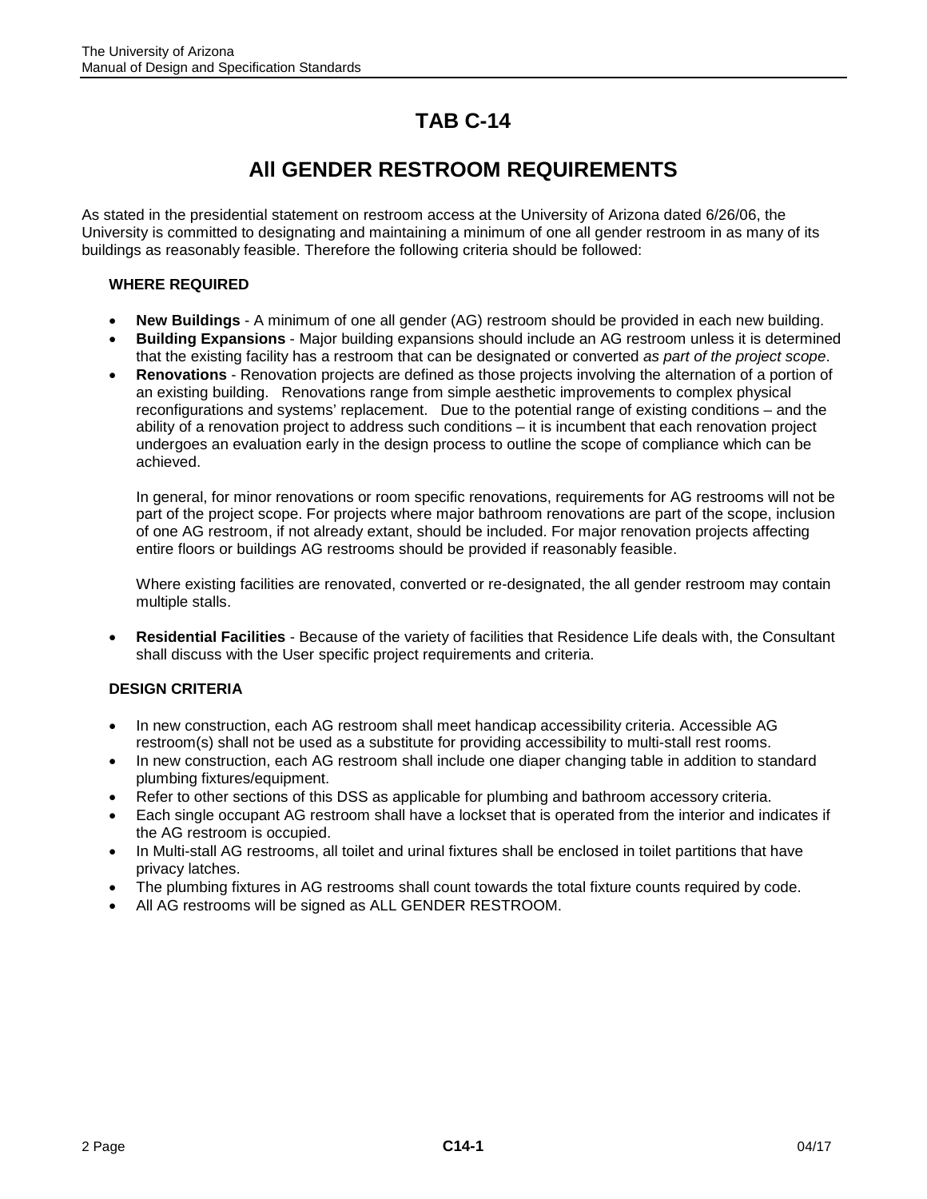# TAB C-14

## All GENDER RESTROOM REQUIREMENTS

As stated in the presidential statement on restroom access at the University of Arizona dated 6/26/06, the University is committed to designating and maintaining a minimum of one all gender restroom in as many of its buildings as reasonably feasible. Therefore the following criteria should be followed:

### WHERE REQUIRED

- **New Buildings** - A minimum of one all gender (AG) restroom should be provided in each new building.
- **Building Expansions** - Major building expansions should include an AG restroom unless it is determined that the existing facility has a restroom that can be designated or converted *as part of the project scope*.
- **Renovations** - Renovation projects are defined as those projects involving the alternation of a portion of an existing building. Renovations range from simple aesthetic improvements to complex physical reconfigurations and systems' replacement. Due to the potential range of existing conditions – and the ability of a renovation project to address such conditions – it is incumbent that each renovation project undergoes an evaluation early in the design process to outline the scope of compliance which can be achieved.

  In general, for minor renovations or room specific renovations, requirements for AG restrooms will not be part of the project scope. For projects where major bathroom renovations are part of the scope, inclusion of one AG restroom, if not already extant, should be included. For major renovation projects affecting entire floors or buildings AG restrooms should be provided if reasonably feasible.

  Where existing facilities are renovated, converted or re-designated, the all gender restroom may contain multiple stalls.

- **Residential Facilities** - Because of the variety of facilities that Residence Life deals with, the Consultant shall discuss with the User specific project requirements and criteria.

### DESIGN CRITERIA

- In new construction, each AG restroom shall meet handicap accessibility criteria. Accessible AG restroom(s) shall not be used as a substitute for providing accessibility to multi-stall rest rooms.
- In new construction, each AG restroom shall include one diaper changing table in addition to standard plumbing fixtures/equipment.
- Refer to other sections of this DSS as applicable for plumbing and bathroom accessory criteria.
- Each single occupant AG restroom shall have a lockset that is operated from the interior and indicates if the AG restroom is occupied.
- In Multi-stall AG restrooms, all toilet and urinal fixtures shall be enclosed in toilet partitions that have privacy latches.
- The plumbing fixtures in AG restrooms shall count towards the total fixture counts required by code.
- All AG restrooms will be signed as ALL GENDER RESTROOM.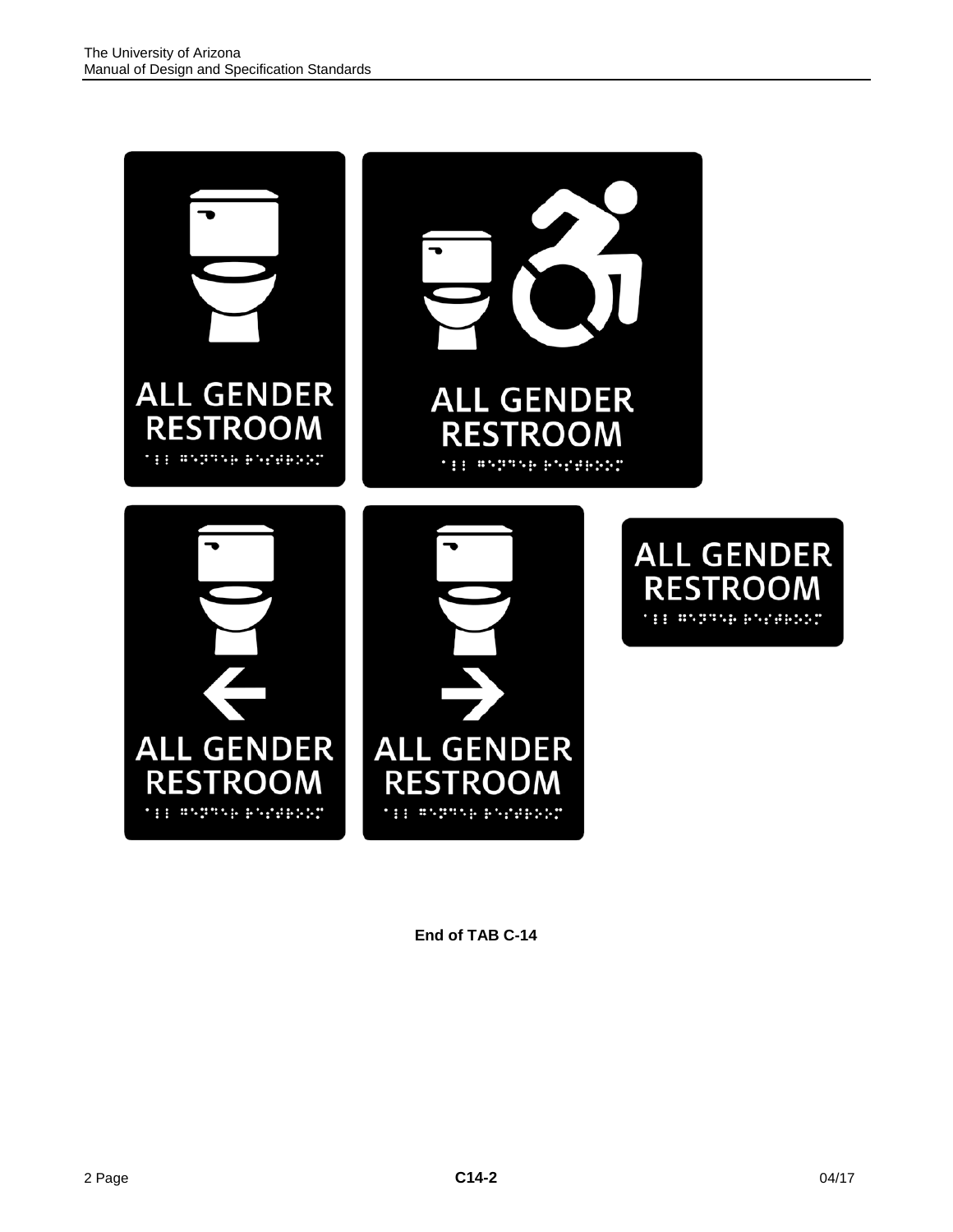ALL GENDER
RESTROOM

ALL GENDER
RESTROOM

ALL GENDER
RESTROOM

ALL GENDER
RESTROOM

ALL GENDER
RESTROOM

**End of TAB C-14**